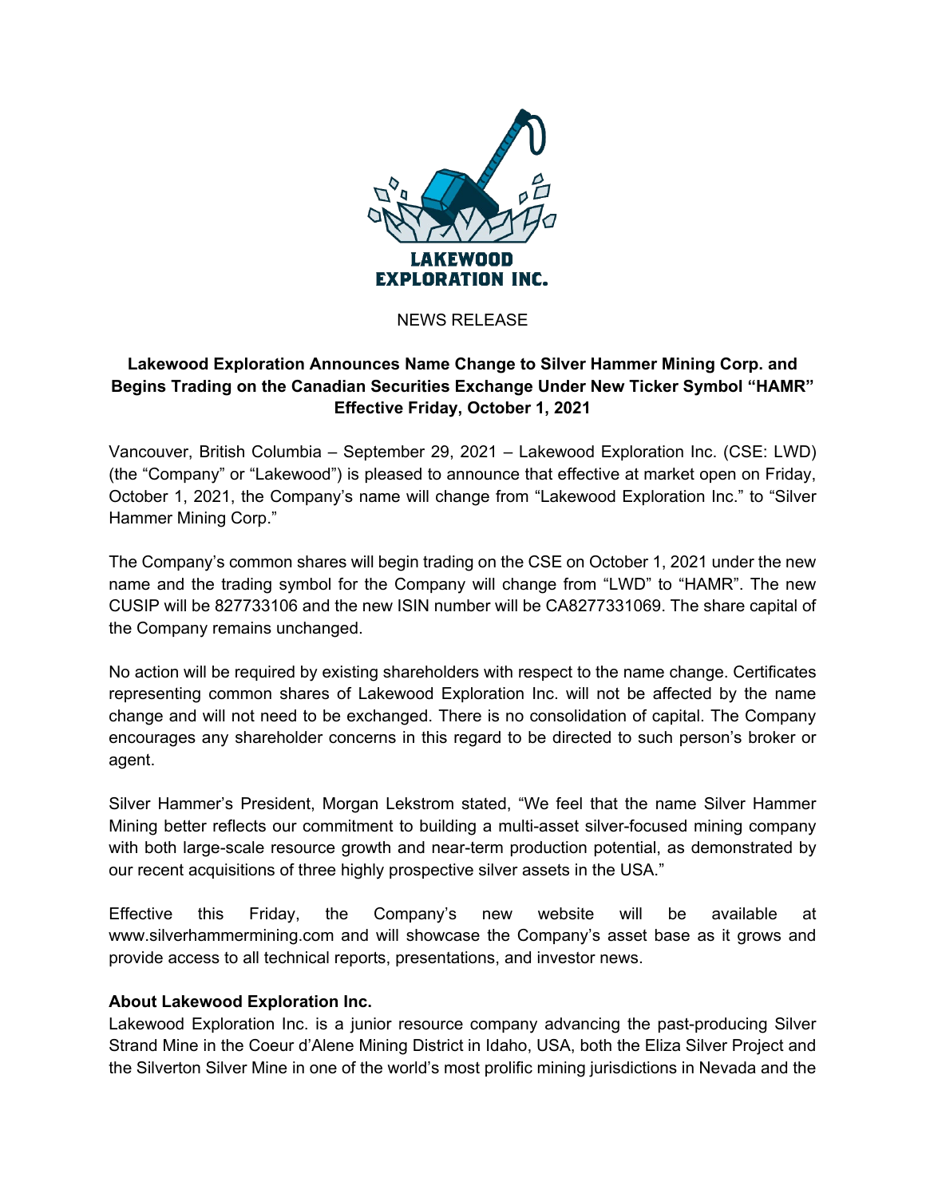LAKEWOOD EXPLORATION INC.

NEWS RELEASE

**Lakewood Exploration Announces Name Change to Silver Hammer Mining Corp. and Begins Trading on the Canadian Securities Exchange Under New Ticker Symbol "HAMR" Effective Friday, October 1, 2021**

Vancouver, British Columbia – September 29, 2021 – Lakewood Exploration Inc. (CSE: LWD) (the "Company" or "Lakewood") is pleased to announce that effective at market open on Friday, October 1, 2021, the Company's name will change from "Lakewood Exploration Inc." to "Silver Hammer Mining Corp."

The Company's common shares will begin trading on the CSE on October 1, 2021 under the new name and the trading symbol for the Company will change from "LWD" to "HAMR". The new CUSIP will be 827733106 and the new ISIN number will be CA8277331069. The share capital of the Company remains unchanged.

No action will be required by existing shareholders with respect to the name change. Certificates representing common shares of Lakewood Exploration Inc. will not be affected by the name change and will not need to be exchanged. There is no consolidation of capital. The Company encourages any shareholder concerns in this regard to be directed to such person's broker or agent.

Silver Hammer's President, Morgan Lekstrom stated, "We feel that the name Silver Hammer Mining better reflects our commitment to building a multi-asset silver-focused mining company with both large-scale resource growth and near-term production potential, as demonstrated by our recent acquisitions of three highly prospective silver assets in the USA."

Effective this Friday, the Company's new website will be available at www.silverhammermining.com and will showcase the Company's asset base as it grows and provide access to all technical reports, presentations, and investor news.

**About Lakewood Exploration Inc.**

Lakewood Exploration Inc. is a junior resource company advancing the past-producing Silver Strand Mine in the Coeur d'Alene Mining District in Idaho, USA, both the Eliza Silver Project and the Silverton Silver Mine in one of the world's most prolific mining jurisdictions in Nevada and the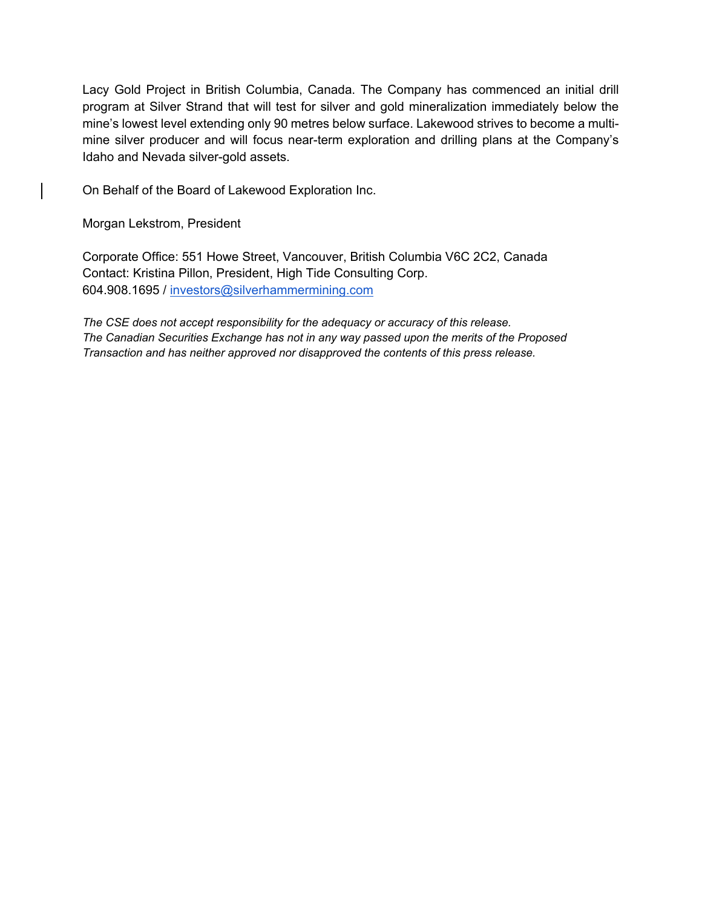Lacy Gold Project in British Columbia, Canada. The Company has commenced an initial drill program at Silver Strand that will test for silver and gold mineralization immediately below the mine's lowest level extending only 90 metres below surface. Lakewood strives to become a multi-mine silver producer and will focus near-term exploration and drilling plans at the Company's Idaho and Nevada silver-gold assets.

On Behalf of the Board of Lakewood Exploration Inc.

Morgan Lekstrom, President

Corporate Office: 551 Howe Street, Vancouver, British Columbia V6C 2C2, Canada
Contact: Kristina Pillon, President, High Tide Consulting Corp.
604.908.1695 / investors@silverhammermining.com

*The CSE does not accept responsibility for the adequacy or accuracy of this release.*
*The Canadian Securities Exchange has not in any way passed upon the merits of the Proposed Transaction and has neither approved nor disapproved the contents of this press release.*